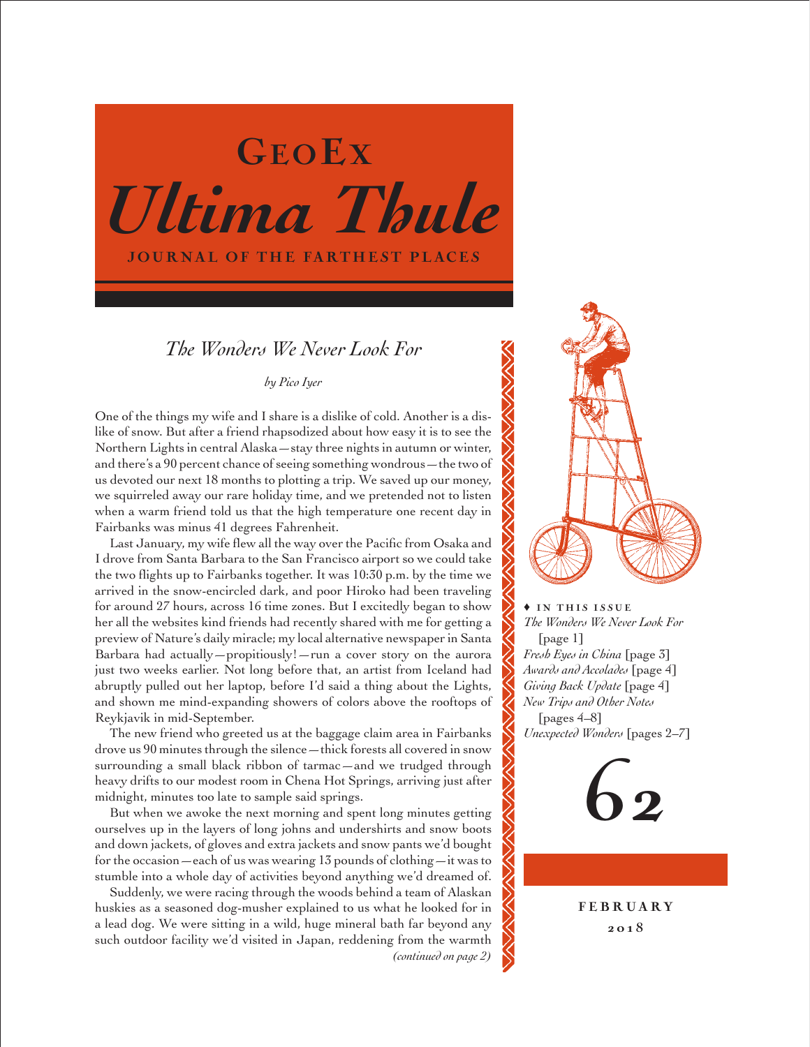# GeoEx

# *Ultima Thule*

**JOURNAL OF THE FARTHEST PLACES**

## *The Wonders We Never Look For*

*by Pico Iyer*

One of the things my wife and I share is a dislike of cold. Another is a dislike of snow. But after a friend rhapsodized about how easy it is to see the Northern Lights in central Alaska—stay three nights in autumn or winter, and there's a 90 percent chance of seeing something wondrous—the two of us devoted our next 18 months to plotting a trip. We saved up our money, we squirreled away our rare holiday time, and we pretended not to listen when a warm friend told us that the high temperature one recent day in Fairbanks was minus 41 degrees Fahrenheit.

Last January, my wife flew all the way over the Pacific from Osaka and I drove from Santa Barbara to the San Francisco airport so we could take the two flights up to Fairbanks together. It was 10:30 p.m. by the time we arrived in the snow-encircled dark, and poor Hiroko had been traveling for around 27 hours, across 16 time zones. But I excitedly began to show her all the websites kind friends had recently shared with me for getting a preview of Nature's daily miracle; my local alternative newspaper in Santa Barbara had actually—propitiously!—run a cover story on the aurora just two weeks earlier. Not long before that, an artist from Iceland had abruptly pulled out her laptop, before I'd said a thing about the Lights, and shown me mind-expanding showers of colors above the rooftops of Reykjavik in mid-September.

The new friend who greeted us at the baggage claim area in Fairbanks drove us 90 minutes through the silence—thick forests all covered in snow surrounding a small black ribbon of tarmac—and we trudged through heavy drifts to our modest room in Chena Hot Springs, arriving just after midnight, minutes too late to sample said springs.

But when we awoke the next morning and spent long minutes getting ourselves up in the layers of long johns and undershirts and snow boots and down jackets, of gloves and extra jackets and snow pants we'd bought for the occasion—each of us was wearing 13 pounds of clothing—it was to stumble into a whole day of activities beyond anything we'd dreamed of.

Suddenly, we were racing through the woods behind a team of Alaskan huskies as a seasoned dog-musher explained to us what he looked for in a lead dog. We were sitting in a wild, huge mineral bath far beyond any such outdoor facility we'd visited in Japan, reddening from the warmth

*(continued on page 2)*

♦ **IN THIS ISSUE**

*The Wonders We Never Look For* [page 1]
*Fresh Eyes in China* [page 3]
*Awards and Accolades* [page 4]
*Giving Back Update* [page 4]
*New Trips and Other Notes* [pages 4–8]
*Unexpected Wonders* [pages 2–7]

**62**

**FEBRUARY 2018**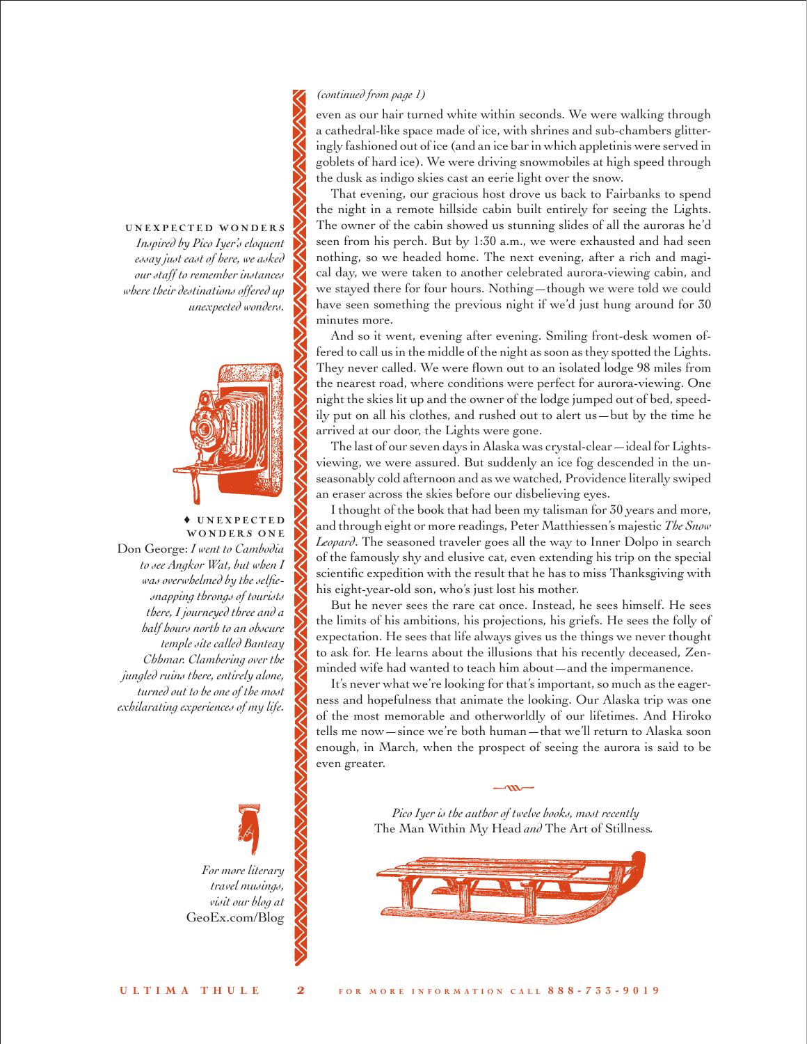*(continued from page 1)*

even as our hair turned white within seconds. We were walking through a cathedral-like space made of ice, with shrines and sub-chambers glitteringly fashioned out of ice (and an ice bar in which appletinis were served in goblets of hard ice). We were driving snowmobiles at high speed through the dusk as indigo skies cast an eerie light over the snow.

That evening, our gracious host drove us back to Fairbanks to spend the night in a remote hillside cabin built entirely for seeing the Lights. The owner of the cabin showed us stunning slides of all the auroras he'd seen from his perch. But by 1:30 a.m., we were exhausted and had seen nothing, so we headed home. The next evening, after a rich and magical day, we were taken to another celebrated aurora-viewing cabin, and we stayed there for four hours. Nothing—though we were told we could have seen something the previous night if we'd just hung around for 30 minutes more.

And so it went, evening after evening. Smiling front-desk women offered to call us in the middle of the night as soon as they spotted the Lights. They never called. We were flown out to an isolated lodge 98 miles from the nearest road, where conditions were perfect for aurora-viewing. One night the skies lit up and the owner of the lodge jumped out of bed, speedily put on all his clothes, and rushed out to alert us—but by the time he arrived at our door, the Lights were gone.

The last of our seven days in Alaska was crystal-clear—ideal for Lights-viewing, we were assured. But suddenly an ice fog descended in the unseasonably cold afternoon and as we watched, Providence literally swiped an eraser across the skies before our disbelieving eyes.

I thought of the book that had been my talisman for 30 years and more, and through eight or more readings, Peter Matthiessen's majestic *The Snow Leopard*. The seasoned traveler goes all the way to Inner Dolpo in search of the famously shy and elusive cat, even extending his trip on the special scientific expedition with the result that he has to miss Thanksgiving with his eight-year-old son, who's just lost his mother.

But he never sees the rare cat once. Instead, he sees himself. He sees the limits of his ambitions, his projections, his griefs. He sees the folly of expectation. He sees that life always gives us the things we never thought to ask for. He learns about the illusions that his recently deceased, Zen-minded wife had wanted to teach him about—and the impermanence.

It's never what we're looking for that's important, so much as the eagerness and hopefulness that animate the looking. Our Alaska trip was one of the most memorable and otherworldly of our lifetimes. And Hiroko tells me now—since we're both human—that we'll return to Alaska soon enough, in March, when the prospect of seeing the aurora is said to be even greater.

*Pico Iyer is the author of twelve books, most recently* The Man Within My Head *and* The Art of Stillness.

**UNEXPECTED WONDERS**

*Inspired by Pico Iyer's eloquent essay just east of here, we asked our staff to remember instances where their destinations offered up unexpected wonders.*

♦ **UNEXPECTED WONDERS ONE**

Don George: *I went to Cambodia to see Angkor Wat, but when I was overwhelmed by the selfie-snapping throngs of tourists there, I journeyed three and a half hours north to an obscure temple site called Banteay Chhmar. Clambering over the jungled ruins there, entirely alone, turned out to be one of the most exhilarating experiences of my life.*

*For more literary travel musings, visit our blog at* GeoEx.com/Blog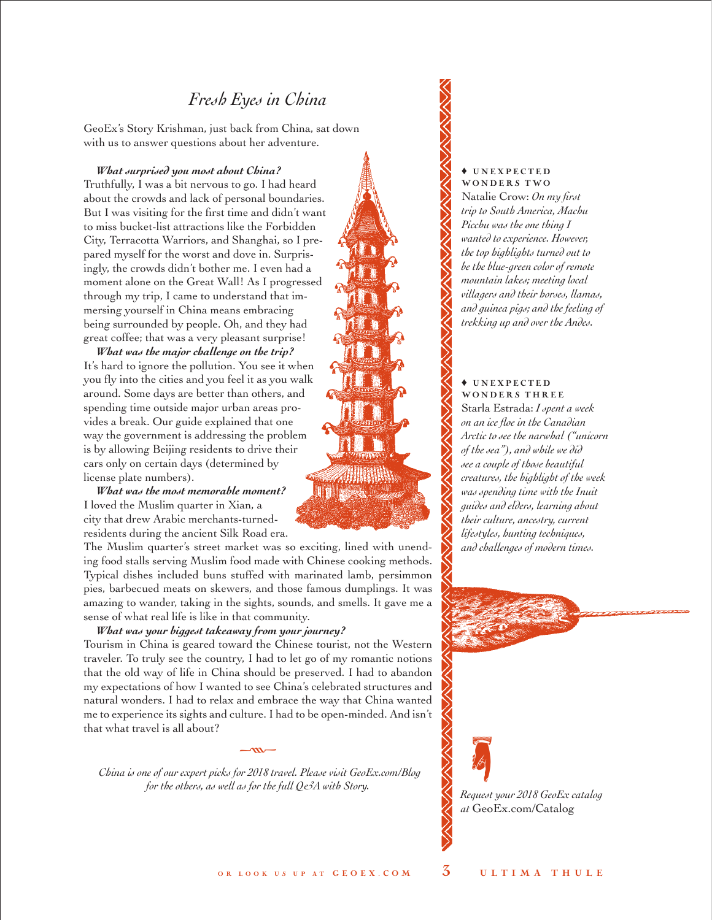# *Fresh Eyes in China*

GeoEx's Story Krishman, just back from China, sat down with us to answer questions about her adventure.

***What surprised you most about China?*** Truthfully, I was a bit nervous to go. I had heard about the crowds and lack of personal boundaries. But I was visiting for the first time and didn't want to miss bucket-list attractions like the Forbidden City, Terracotta Warriors, and Shanghai, so I prepared myself for the worst and dove in. Surprisingly, the crowds didn't bother me. I even had a moment alone on the Great Wall! As I progressed through my trip, I came to understand that immersing yourself in China means embracing being surrounded by people. Oh, and they had great coffee; that was a very pleasant surprise!

***What was the major challenge on the trip?*** It's hard to ignore the pollution. You see it when you fly into the cities and you feel it as you walk around. Some days are better than others, and spending time outside major urban areas provides a break. Our guide explained that one way the government is addressing the problem is by allowing Beijing residents to drive their cars only on certain days (determined by license plate numbers).

***What was the most memorable moment?*** I loved the Muslim quarter in Xian, a city that drew Arabic merchants-turned-residents during the ancient Silk Road era. The Muslim quarter's street market was so exciting, lined with unending food stalls serving Muslim food made with Chinese cooking methods. Typical dishes included buns stuffed with marinated lamb, persimmon pies, barbecued meats on skewers, and those famous dumplings. It was amazing to wander, taking in the sights, sounds, and smells. It gave me a sense of what real life is like in that community.

***What was your biggest takeaway from your journey?*** Tourism in China is geared toward the Chinese tourist, not the Western traveler. To truly see the country, I had to let go of my romantic notions that the old way of life in China should be preserved. I had to abandon my expectations of how I wanted to see China's celebrated structures and natural wonders. I had to relax and embrace the way that China wanted me to experience its sights and culture. I had to be open-minded. And isn't that what travel is all about?

*China is one of our expert picks for 2018 travel. Please visit GeoEx.com/Blog for the others, as well as for the full Q&A with Story.*

♦ **UNEXPECTED WONDERS TWO**

Natalie Crow: *On my first trip to South America, Machu Picchu was the one thing I wanted to experience. However, the top highlights turned out to be the blue-green color of remote mountain lakes; meeting local villagers and their horses, llamas, and guinea pigs; and the feeling of trekking up and over the Andes.*

♦ **UNEXPECTED WONDERS THREE**

Starla Estrada: *I spent a week on an ice floe in the Canadian Arctic to see the narwhal ("unicorn of the sea"), and while we did see a couple of those beautiful creatures, the highlight of the week was spending time with the Inuit guides and elders, learning about their culture, ancestry, current lifestyles, hunting techniques, and challenges of modern times.*

*Request your 2018 GeoEx catalog at* GeoEx.com/Catalog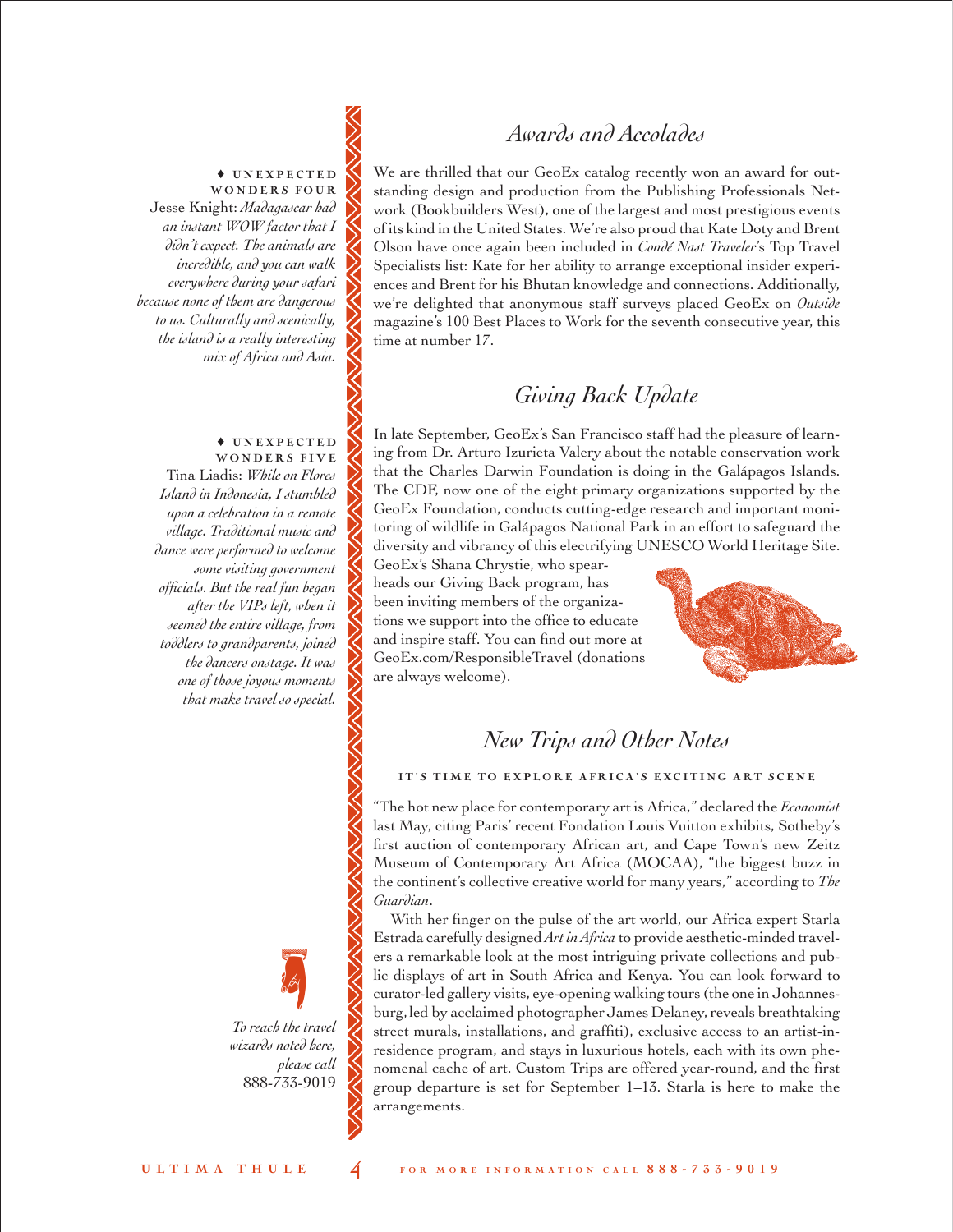♦ **UNEXPECTED WONDERS FOUR**

Jesse Knight: *Madagascar had an instant WOW factor that I didn't expect. The animals are incredible, and you can walk everywhere during your safari because none of them are dangerous to us. Culturally and scenically, the island is a really interesting mix of Africa and Asia.*

♦ **UNEXPECTED WONDERS FIVE**

Tina Liadis: *While on Flores Island in Indonesia, I stumbled upon a celebration in a remote village. Traditional music and dance were performed to welcome some visiting government officials. But the real fun began after the VIPs left, when it seemed the entire village, from toddlers to grandparents, joined the dancers onstage. It was one of those joyous moments that make travel so special.*

*To reach the travel wizards noted here, please call* 888-733-9019

## *Awards and Accolades*

We are thrilled that our GeoEx catalog recently won an award for outstanding design and production from the Publishing Professionals Network (Bookbuilders West), one of the largest and most prestigious events of its kind in the United States. We're also proud that Kate Doty and Brent Olson have once again been included in *Condé Nast Traveler*'s Top Travel Specialists list: Kate for her ability to arrange exceptional insider experiences and Brent for his Bhutan knowledge and connections. Additionally, we're delighted that anonymous staff surveys placed GeoEx on *Outside* magazine's 100 Best Places to Work for the seventh consecutive year, this time at number 17.

## *Giving Back Update*

In late September, GeoEx's San Francisco staff had the pleasure of learning from Dr. Arturo Izurieta Valery about the notable conservation work that the Charles Darwin Foundation is doing in the Galápagos Islands. The CDF, now one of the eight primary organizations supported by the GeoEx Foundation, conducts cutting-edge research and important monitoring of wildlife in Galápagos National Park in an effort to safeguard the diversity and vibrancy of this electrifying UNESCO World Heritage Site. GeoEx's Shana Chrystie, who spearheads our Giving Back program, has been inviting members of the organizations we support into the office to educate and inspire staff. You can find out more at GeoEx.com/ResponsibleTravel (donations are always welcome).

## *New Trips and Other Notes*

**IT'S TIME TO EXPLORE AFRICA'S EXCITING ART SCENE**

"The hot new place for contemporary art is Africa," declared the *Economist* last May, citing Paris' recent Fondation Louis Vuitton exhibits, Sotheby's first auction of contemporary African art, and Cape Town's new Zeitz Museum of Contemporary Art Africa (MOCAA), "the biggest buzz in the continent's collective creative world for many years," according to *The Guardian*.

With her finger on the pulse of the art world, our Africa expert Starla Estrada carefully designed *Art in Africa* to provide aesthetic-minded travelers a remarkable look at the most intriguing private collections and public displays of art in South Africa and Kenya. You can look forward to curator-led gallery visits, eye-opening walking tours (the one in Johannesburg, led by acclaimed photographer James Delaney, reveals breathtaking street murals, installations, and graffiti), exclusive access to an artist-in-residence program, and stays in luxurious hotels, each with its own phenomenal cache of art. Custom Trips are offered year-round, and the first group departure is set for September 1–13. Starla is here to make the arrangements.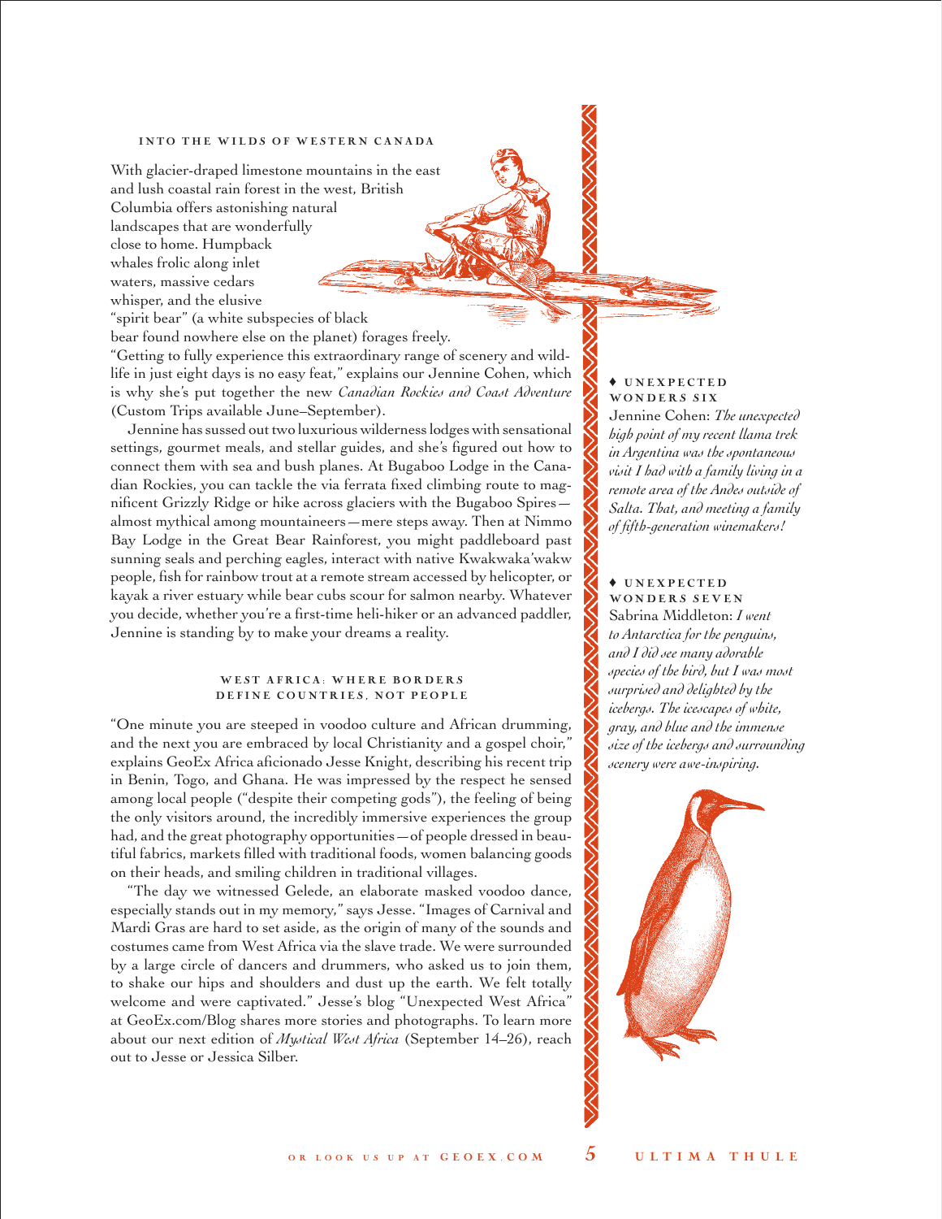### INTO THE WILDS OF WESTERN CANADA

With glacier-draped limestone mountains in the east and lush coastal rain forest in the west, British Columbia offers astonishing natural landscapes that are wonderfully close to home. Humpback whales frolic along inlet waters, massive cedars whisper, and the elusive "spirit bear" (a white subspecies of black bear found nowhere else on the planet) forages freely. "Getting to fully experience this extraordinary range of scenery and wildlife in just eight days is no easy feat," explains our Jennine Cohen, which is why she's put together the new *Canadian Rockies and Coast Adventure* (Custom Trips available June–September).

Jennine has sussed out two luxurious wilderness lodges with sensational settings, gourmet meals, and stellar guides, and she's figured out how to connect them with sea and bush planes. At Bugaboo Lodge in the Canadian Rockies, you can tackle the via ferrata fixed climbing route to magnificent Grizzly Ridge or hike across glaciers with the Bugaboo Spires—almost mythical among mountaineers—mere steps away. Then at Nimmo Bay Lodge in the Great Bear Rainforest, you might paddleboard past sunning seals and perching eagles, interact with native Kwakwaka'wakw people, fish for rainbow trout at a remote stream accessed by helicopter, or kayak a river estuary while bear cubs scour for salmon nearby. Whatever you decide, whether you're a first-time heli-hiker or an advanced paddler, Jennine is standing by to make your dreams a reality.

### WEST AFRICA: WHERE BORDERS DEFINE COUNTRIES, NOT PEOPLE

"One minute you are steeped in voodoo culture and African drumming, and the next you are embraced by local Christianity and a gospel choir," explains GeoEx Africa aficionado Jesse Knight, describing his recent trip in Benin, Togo, and Ghana. He was impressed by the respect he sensed among local people ("despite their competing gods"), the feeling of being the only visitors around, the incredibly immersive experiences the group had, and the great photography opportunities—of people dressed in beautiful fabrics, markets filled with traditional foods, women balancing goods on their heads, and smiling children in traditional villages.

"The day we witnessed Gelede, an elaborate masked voodoo dance, especially stands out in my memory," says Jesse. "Images of Carnival and Mardi Gras are hard to set aside, as the origin of many of the sounds and costumes came from West Africa via the slave trade. We were surrounded by a large circle of dancers and drummers, who asked us to join them, to shake our hips and shoulders and dust up the earth. We felt totally welcome and were captivated." Jesse's blog "Unexpected West Africa" at GeoEx.com/Blog shares more stories and photographs. To learn more about our next edition of *Mystical West Africa* (September 14–26), reach out to Jesse or Jessica Silber.

**♦ UNEXPECTED WONDERS SIX**

Jennine Cohen: *The unexpected high point of my recent llama trek in Argentina was the spontaneous visit I had with a family living in a remote area of the Andes outside of Salta. That, and meeting a family of fifth-generation winemakers!*

**♦ UNEXPECTED WONDERS SEVEN**

Sabrina Middleton: *I went to Antarctica for the penguins, and I did see many adorable species of the bird, but I was most surprised and delighted by the icebergs. The icescapes of white, gray, and blue and the immense size of the icebergs and surrounding scenery were awe-inspiring.*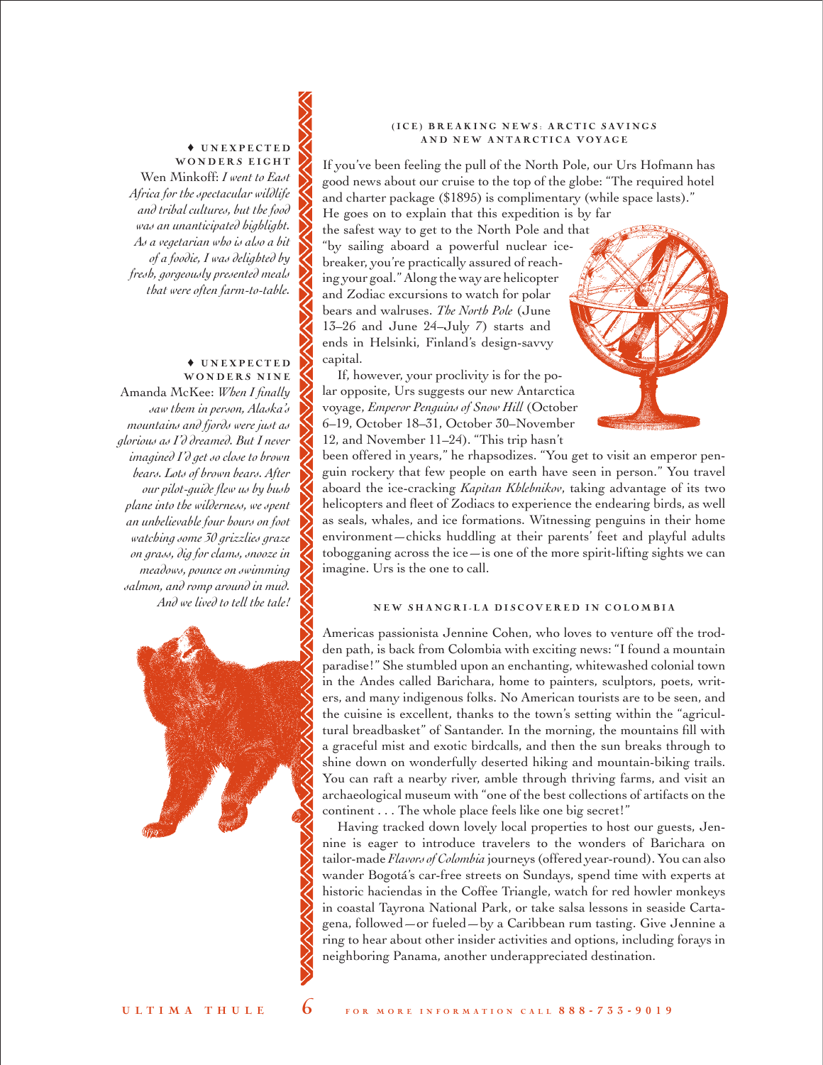### ♦ UNEXPECTED WONDERS EIGHT

Wen Minkoff: *I went to East Africa for the spectacular wildlife and tribal cultures, but the food was an unanticipated highlight. As a vegetarian who is also a bit of a foodie, I was delighted by fresh, gorgeously presented meals that were often farm-to-table.*

### ♦ UNEXPECTED WONDERS NINE

Amanda McKee: *When I finally saw them in person, Alaska's mountains and fjords were just as glorious as I'd dreamed. But I never imagined I'd get so close to brown bears. Lots of brown bears. After our pilot-guide flew us by bush plane into the wilderness, we spent an unbelievable four hours on foot watching some 30 grizzlies graze on grass, dig for clams, snooze in meadows, pounce on swimming salmon, and romp around in mud. And we lived to tell the tale!*

## (ICE) BREAKING NEWS: ARCTIC SAVINGS AND NEW ANTARCTICA VOYAGE

If you've been feeling the pull of the North Pole, our Urs Hofmann has good news about our cruise to the top of the globe: "The required hotel and charter package ($1895) is complimentary (while space lasts)." He goes on to explain that this expedition is by far the safest way to get to the North Pole and that "by sailing aboard a powerful nuclear icebreaker, you're practically assured of reaching your goal." Along the way are helicopter and Zodiac excursions to watch for polar bears and walruses. *The North Pole* (June 13–26 and June 24–July 7) starts and ends in Helsinki, Finland's design-savvy capital.

If, however, your proclivity is for the polar opposite, Urs suggests our new Antarctica voyage, *Emperor Penguins of Snow Hill* (October 6–19, October 18–31, October 30–November 12, and November 11–24). "This trip hasn't been offered in years," he rhapsodizes. "You get to visit an emperor penguin rookery that few people on earth have seen in person." You travel aboard the ice-cracking *Kapitan Khlebnikov*, taking advantage of its two helicopters and fleet of Zodiacs to experience the endearing birds, as well as seals, whales, and ice formations. Witnessing penguins in their home environment—chicks huddling at their parents' feet and playful adults tobogganing across the ice—is one of the more spirit-lifting sights we can imagine. Urs is the one to call.

## NEW SHANGRI-LA DISCOVERED IN COLOMBIA

Americas passionista Jennine Cohen, who loves to venture off the trodden path, is back from Colombia with exciting news: "I found a mountain paradise!" She stumbled upon an enchanting, whitewashed colonial town in the Andes called Barichara, home to painters, sculptors, poets, writers, and many indigenous folks. No American tourists are to be seen, and the cuisine is excellent, thanks to the town's setting within the "agricultural breadbasket" of Santander. In the morning, the mountains fill with a graceful mist and exotic birdcalls, and then the sun breaks through to shine down on wonderfully deserted hiking and mountain-biking trails. You can raft a nearby river, amble through thriving farms, and visit an archaeological museum with "one of the best collections of artifacts on the continent . . . The whole place feels like one big secret!"

Having tracked down lovely local properties to host our guests, Jennine is eager to introduce travelers to the wonders of Barichara on tailor-made *Flavors of Colombia* journeys (offered year-round). You can also wander Bogotá's car-free streets on Sundays, spend time with experts at historic haciendas in the Coffee Triangle, watch for red howler monkeys in coastal Tayrona National Park, or take salsa lessons in seaside Cartagena, followed—or fueled—by a Caribbean rum tasting. Give Jennine a ring to hear about other insider activities and options, including forays in neighboring Panama, another underappreciated destination.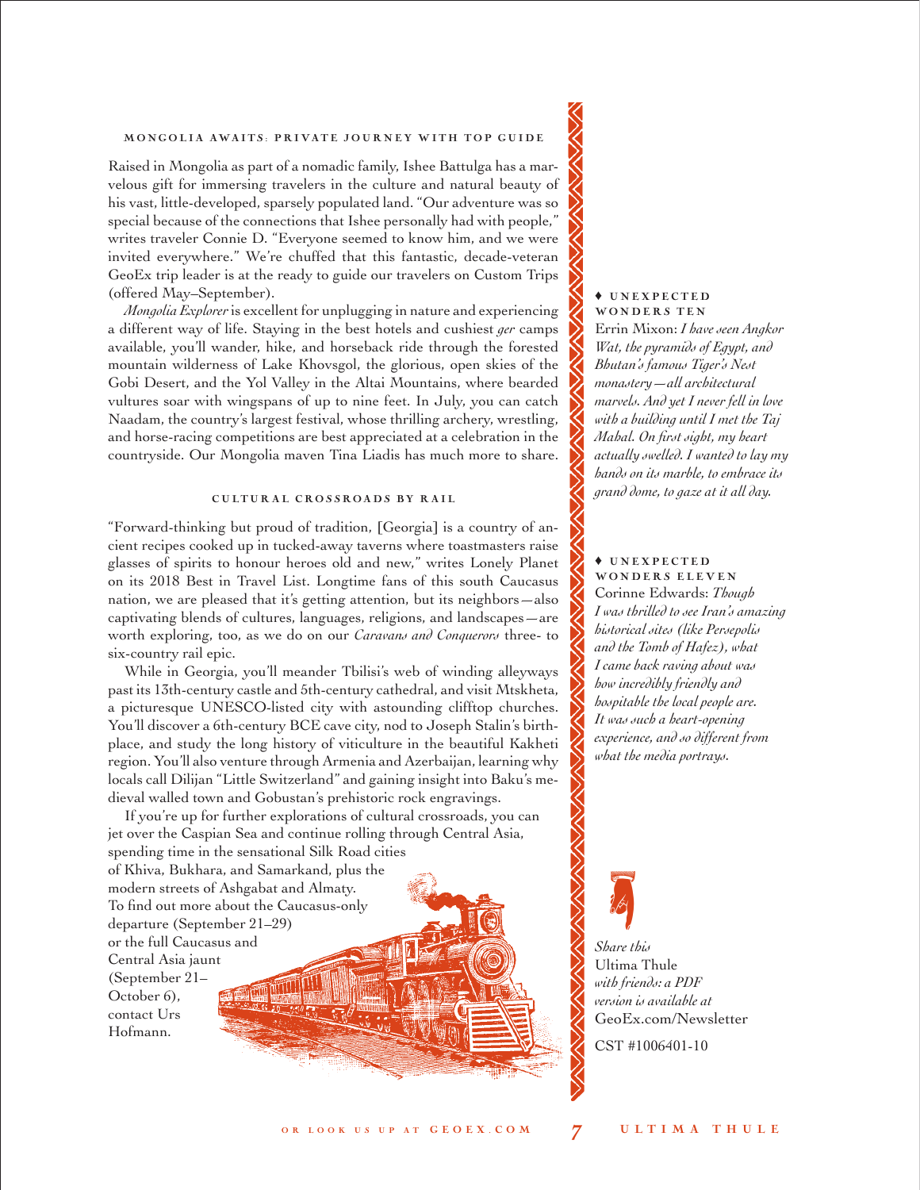### MONGOLIA AWAITS: PRIVATE JOURNEY WITH TOP GUIDE

Raised in Mongolia as part of a nomadic family, Ishee Battulga has a marvelous gift for immersing travelers in the culture and natural beauty of his vast, little-developed, sparsely populated land. "Our adventure was so special because of the connections that Ishee personally had with people," writes traveler Connie D. "Everyone seemed to know him, and we were invited everywhere." We're chuffed that this fantastic, decade-veteran GeoEx trip leader is at the ready to guide our travelers on Custom Trips (offered May–September).

*Mongolia Explorer* is excellent for unplugging in nature and experiencing a different way of life. Staying in the best hotels and cushiest *ger* camps available, you'll wander, hike, and horseback ride through the forested mountain wilderness of Lake Khovsgol, the glorious, open skies of the Gobi Desert, and the Yol Valley in the Altai Mountains, where bearded vultures soar with wingspans of up to nine feet. In July, you can catch Naadam, the country's largest festival, whose thrilling archery, wrestling, and horse-racing competitions are best appreciated at a celebration in the countryside. Our Mongolia maven Tina Liadis has much more to share.

### CULTURAL CROSSROADS BY RAIL

"Forward-thinking but proud of tradition, [Georgia] is a country of ancient recipes cooked up in tucked-away taverns where toastmasters raise glasses of spirits to honour heroes old and new," writes Lonely Planet on its 2018 Best in Travel List. Longtime fans of this south Caucasus nation, we are pleased that it's getting attention, but its neighbors—also captivating blends of cultures, languages, religions, and landscapes—are worth exploring, too, as we do on our *Caravans and Conquerors* three- to six-country rail epic.

While in Georgia, you'll meander Tbilisi's web of winding alleyways past its 13th-century castle and 5th-century cathedral, and visit Mtskheta, a picturesque UNESCO-listed city with astounding clifftop churches. You'll discover a 6th-century BCE cave city, nod to Joseph Stalin's birthplace, and study the long history of viticulture in the beautiful Kakheti region. You'll also venture through Armenia and Azerbaijan, learning why locals call Dilijan "Little Switzerland" and gaining insight into Baku's medieval walled town and Gobustan's prehistoric rock engravings.

If you're up for further explorations of cultural crossroads, you can jet over the Caspian Sea and continue rolling through Central Asia, spending time in the sensational Silk Road cities of Khiva, Bukhara, and Samarkand, plus the modern streets of Ashgabat and Almaty. To find out more about the Caucasus-only departure (September 21–29) or the full Caucasus and Central Asia jaunt (September 21–October 6), contact Urs Hofmann.

---

♦ **UNEXPECTED WONDERS TEN**

Errin Mixon: *I have seen Angkor Wat, the pyramids of Egypt, and Bhutan's famous Tiger's Nest monastery—all architectural marvels. And yet I never fell in love with a building until I met the Taj Mahal. On first sight, my heart actually swelled. I wanted to lay my hands on its marble, to embrace its grand dome, to gaze at it all day.*

♦ **UNEXPECTED WONDERS ELEVEN**

Corinne Edwards: *Though I was thrilled to see Iran's amazing historical sites (like Persepolis and the Tomb of Hafez), what I came back raving about was how incredibly friendly and hospitable the local people are. It was such a heart-opening experience, and so different from what the media portrays.*

*Share this* Ultima Thule *with friends: a PDF version is available at* GeoEx.com/Newsletter

CST #1006401-10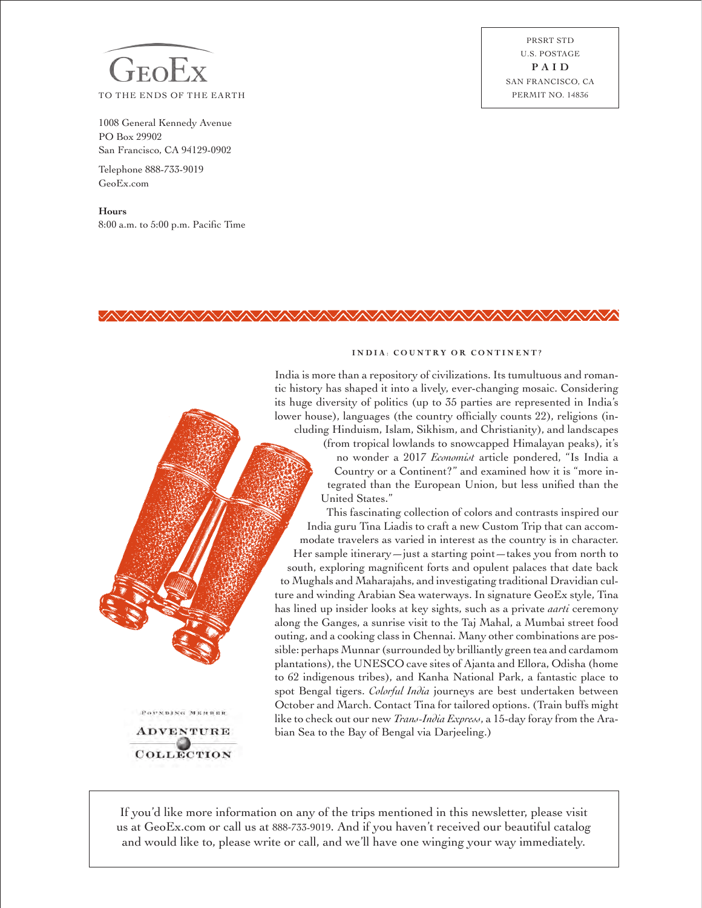GeoEx

TO THE ENDS OF THE EARTH

1008 General Kennedy Avenue
PO Box 29902
San Francisco, CA 94129-0902

Telephone 888-733-9019
GeoEx.com

**Hours**
8:00 a.m. to 5:00 p.m. Pacific Time

PRSRT STD
U.S. POSTAGE
**PAID**
SAN FRANCISCO, CA
PERMIT NO. 14836

### INDIA: COUNTRY OR CONTINENT?

India is more than a repository of civilizations. Its tumultuous and romantic history has shaped it into a lively, ever-changing mosaic. Considering its huge diversity of politics (up to 35 parties are represented in India's lower house), languages (the country officially counts 22), religions (including Hinduism, Islam, Sikhism, and Christianity), and landscapes (from tropical lowlands to snowcapped Himalayan peaks), it's no wonder a 2017 *Economist* article pondered, "Is India a Country or a Continent?" and examined how it is "more integrated than the European Union, but less unified than the United States."

This fascinating collection of colors and contrasts inspired our India guru Tina Liadis to craft a new Custom Trip that can accommodate travelers as varied in interest as the country is in character. Her sample itinerary—just a starting point—takes you from north to south, exploring magnificent forts and opulent palaces that date back to Mughals and Maharajahs, and investigating traditional Dravidian culture and winding Arabian Sea waterways. In signature GeoEx style, Tina has lined up insider looks at key sights, such as a private *aarti* ceremony along the Ganges, a sunrise visit to the Taj Mahal, a Mumbai street food outing, and a cooking class in Chennai. Many other combinations are possible: perhaps Munnar (surrounded by brilliantly green tea and cardamom plantations), the UNESCO cave sites of Ajanta and Ellora, Odisha (home to 62 indigenous tribes), and Kanha National Park, a fantastic place to spot Bengal tigers. *Colorful India* journeys are best undertaken between October and March. Contact Tina for tailored options. (Train buffs might like to check out our new *Trans-India Express*, a 15-day foray from the Arabian Sea to the Bay of Bengal via Darjeeling.)

FOUNDING MEMBER
ADVENTURE COLLECTION

If you'd like more information on any of the trips mentioned in this newsletter, please visit us at GeoEx.com or call us at 888-733-9019. And if you haven't received our beautiful catalog and would like to, please write or call, and we'll have one winging your way immediately.